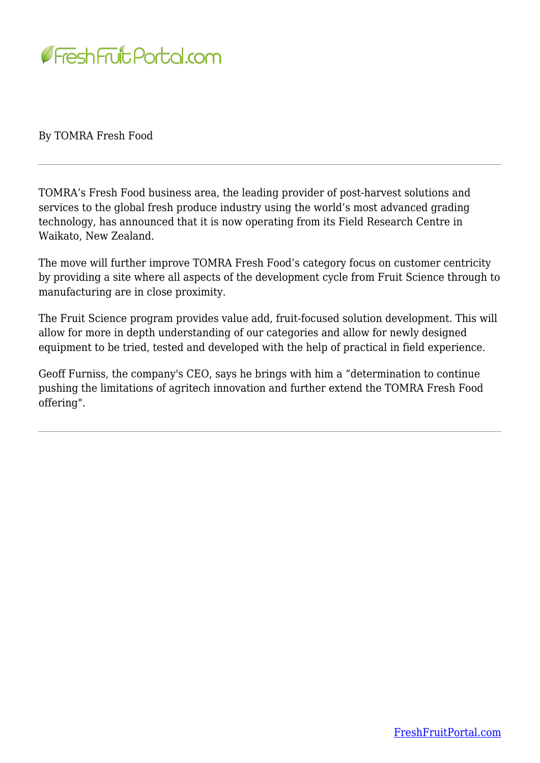By TOMRA Fresh Food

---

TOMRA's Fresh Food business area, the leading provider of post-harvest solutions and services to the global fresh produce industry using the world's most advanced grading technology, has announced that it is now operating from its Field Research Centre in Waikato, New Zealand.

The move will further improve TOMRA Fresh Food's category focus on customer centricity by providing a site where all aspects of the development cycle from Fruit Science through to manufacturing are in close proximity.

The Fruit Science program provides value add, fruit-focused solution development. This will allow for more in depth understanding of our categories and allow for newly designed equipment to be tried, tested and developed with the help of practical in field experience.

Geoff Furniss, the company's CEO, says he brings with him a "determination to continue pushing the limitations of agritech innovation and further extend the TOMRA Fresh Food offering".

---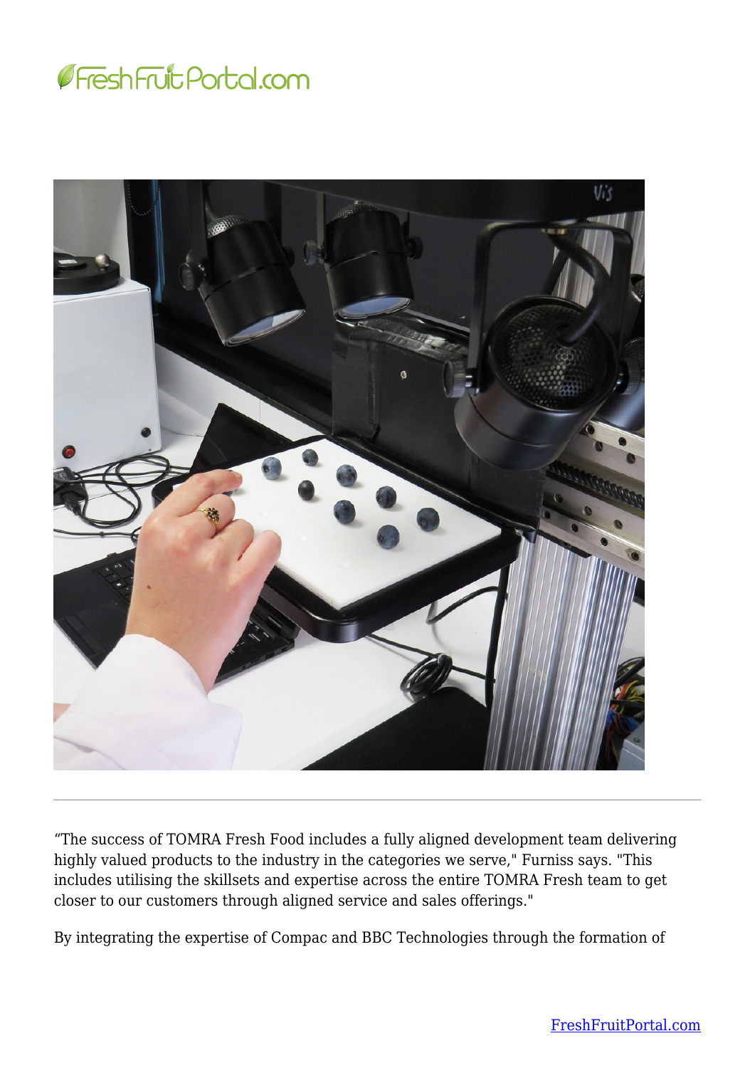"The success of TOMRA Fresh Food includes a fully aligned development team delivering highly valued products to the industry in the categories we serve," Furniss says. "This includes utilising the skillsets and expertise across the entire TOMRA Fresh team to get closer to our customers through aligned service and sales offerings."

By integrating the expertise of Compac and BBC Technologies through the formation of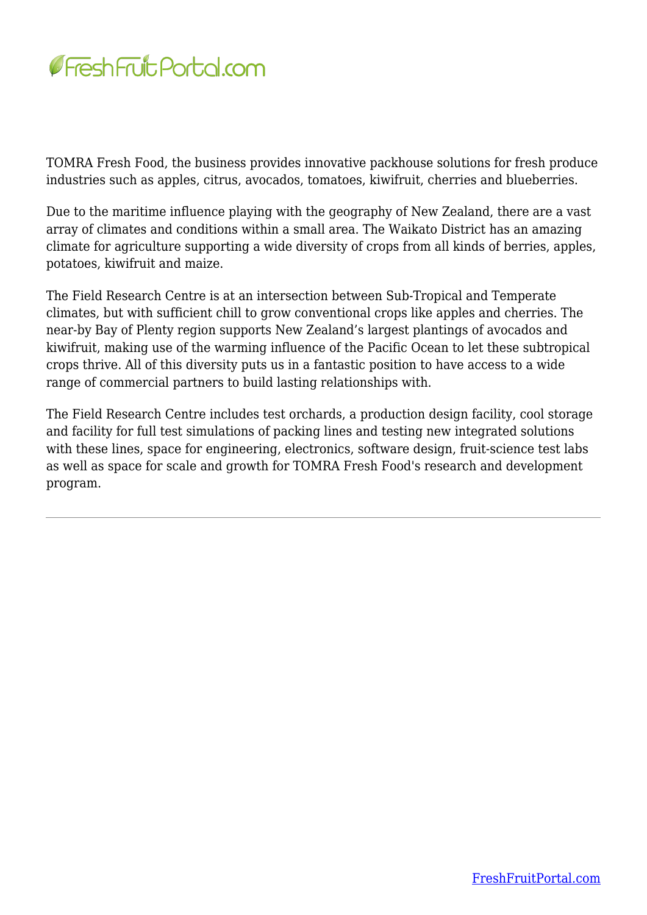TOMRA Fresh Food, the business provides innovative packhouse solutions for fresh produce industries such as apples, citrus, avocados, tomatoes, kiwifruit, cherries and blueberries.

Due to the maritime influence playing with the geography of New Zealand, there are a vast array of climates and conditions within a small area. The Waikato District has an amazing climate for agriculture supporting a wide diversity of crops from all kinds of berries, apples, potatoes, kiwifruit and maize.

The Field Research Centre is at an intersection between Sub-Tropical and Temperate climates, but with sufficient chill to grow conventional crops like apples and cherries. The near-by Bay of Plenty region supports New Zealand's largest plantings of avocados and kiwifruit, making use of the warming influence of the Pacific Ocean to let these subtropical crops thrive. All of this diversity puts us in a fantastic position to have access to a wide range of commercial partners to build lasting relationships with.

The Field Research Centre includes test orchards, a production design facility, cool storage and facility for full test simulations of packing lines and testing new integrated solutions with these lines, space for engineering, electronics, software design, fruit-science test labs as well as space for scale and growth for TOMRA Fresh Food's research and development program.

---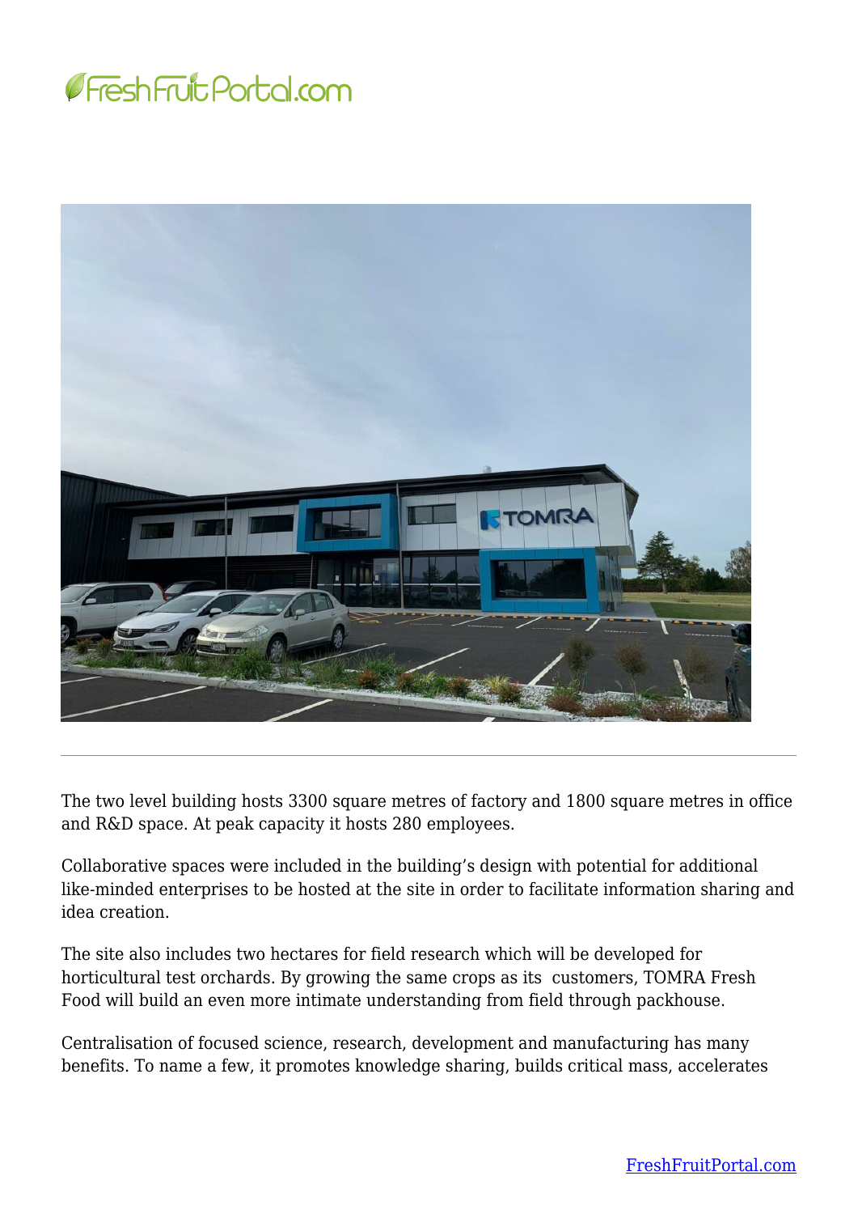The two level building hosts 3300 square metres of factory and 1800 square metres in office and R&D space. At peak capacity it hosts 280 employees.

Collaborative spaces were included in the building's design with potential for additional like-minded enterprises to be hosted at the site in order to facilitate information sharing and idea creation.

The site also includes two hectares for field research which will be developed for horticultural test orchards. By growing the same crops as its customers, TOMRA Fresh Food will build an even more intimate understanding from field through packhouse.

Centralisation of focused science, research, development and manufacturing has many benefits. To name a few, it promotes knowledge sharing, builds critical mass, accelerates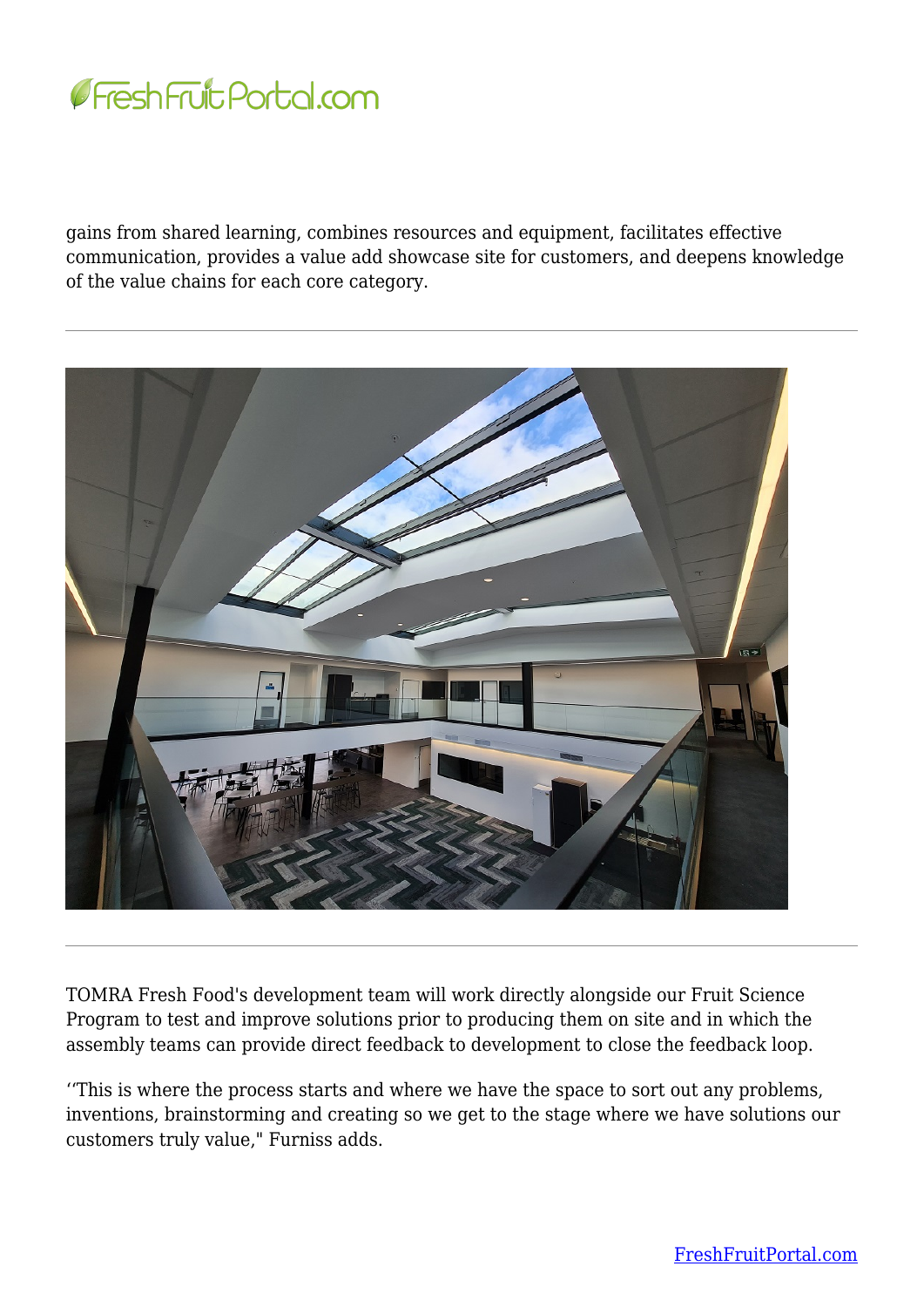gains from shared learning, combines resources and equipment, facilitates effective communication, provides a value add showcase site for customers, and deepens knowledge of the value chains for each core category.

TOMRA Fresh Food's development team will work directly alongside our Fruit Science Program to test and improve solutions prior to producing them on site and in which the assembly teams can provide direct feedback to development to close the feedback loop.

''This is where the process starts and where we have the space to sort out any problems, inventions, brainstorming and creating so we get to the stage where we have solutions our customers truly value," Furniss adds.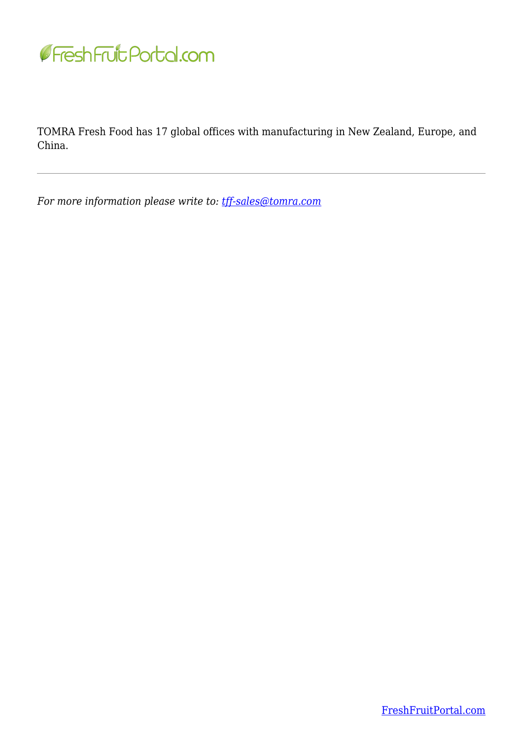TOMRA Fresh Food has 17 global offices with manufacturing in New Zealand, Europe, and China.

---

*For more information please write to: [tff-sales@tomra.com](mailto:tff-sales@tomra.com)*